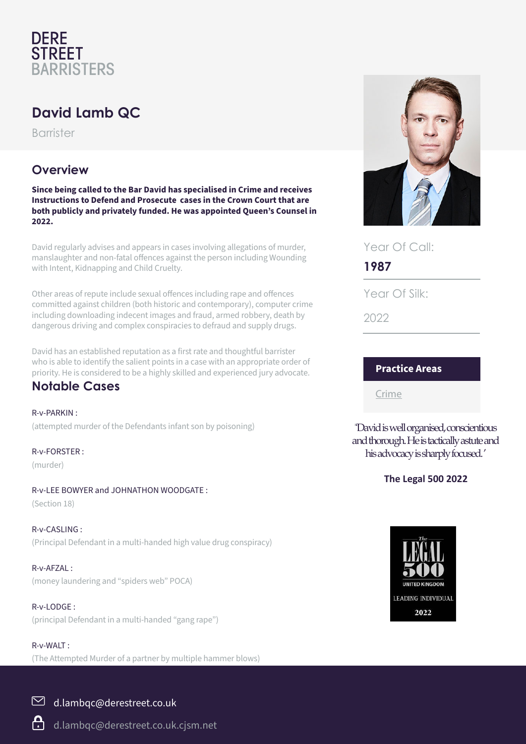DERE
STREET
BARRISTERS

# David Lamb QC

Barrister

## Overview

**Since being called to the Bar David has specialised in Crime and receives Instructions to Defend and Prosecute cases in the Crown Court that are both publicly and privately funded. He was appointed Queen's Counsel in 2022.**

David regularly advises and appears in cases involving allegations of murder, manslaughter and non-fatal offences against the person including Wounding with Intent, Kidnapping and Child Cruelty.

Other areas of repute include sexual offences including rape and offences committed against children (both historic and contemporary), computer crime including downloading indecent images and fraud, armed robbery, death by dangerous driving and complex conspiracies to defraud and supply drugs.

David has an established reputation as a first rate and thoughtful barrister who is able to identify the salient points in a case with an appropriate order of priority. He is considered to be a highly skilled and experienced jury advocate.

## Notable Cases

R-v-PARKIN :
(attempted murder of the Defendants infant son by poisoning)

R-v-FORSTER :
(murder)

R-v-LEE BOWYER and JOHNATHON WOODGATE :
(Section 18)

R-v-CASLING :
(Principal Defendant in a multi-handed high value drug conspiracy)

R-v-AFZAL :
(money laundering and "spiders web" POCA)

R-v-LODGE :
(principal Defendant in a multi-handed "gang rape")

R-v-WALT :
(The Attempted Murder of a partner by multiple hammer blows)

Year Of Call:
**1987**

Year Of Silk:
2022

**Practice Areas**

Crime

'David is well organised, conscientious and thorough. He is tactically astute and his advocacy is sharply focused.'

**The Legal 500 2022**

The LEGAL 500 UNITED KINGDOM LEADING INDIVIDUAL 2022

d.lambqc@derestreet.co.uk

d.lambqc@derestreet.co.uk.cjsm.net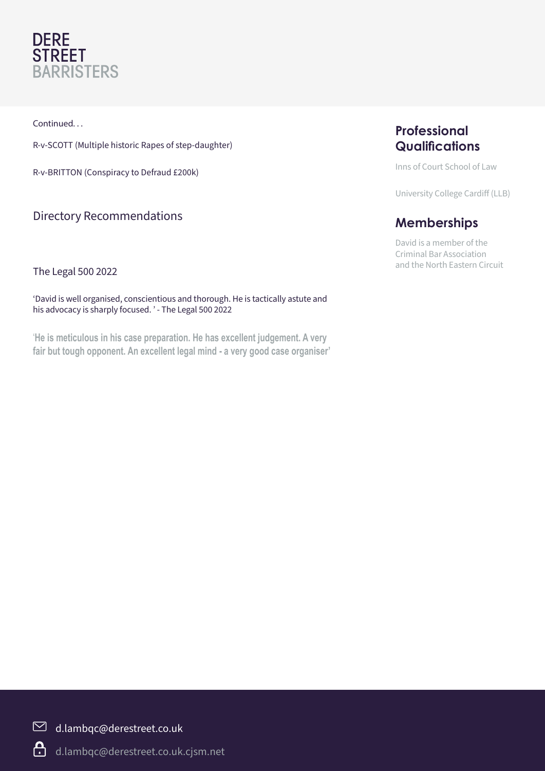DERE
STREET
BARRISTERS

Continued. . .

R-v-SCOTT (Multiple historic Rapes of step-daughter)

R-v-BRITTON (Conspiracy to Defraud £200k)

## Directory Recommendations

### The Legal 500 2022

'David is well organised, conscientious and thorough. He is tactically astute and his advocacy is sharply focused. ' - The Legal 500 2022

**'He is meticulous in his case preparation. He has excellent judgement. A very fair but tough opponent. An excellent legal mind - a very good case organiser'**

## Professional Qualifications

Inns of Court School of Law

University College Cardiff (LLB)

## Memberships

David is a member of the Criminal Bar Association and the North Eastern Circuit

d.lambqc@derestreet.co.uk

d.lambqc@derestreet.co.uk.cjsm.net